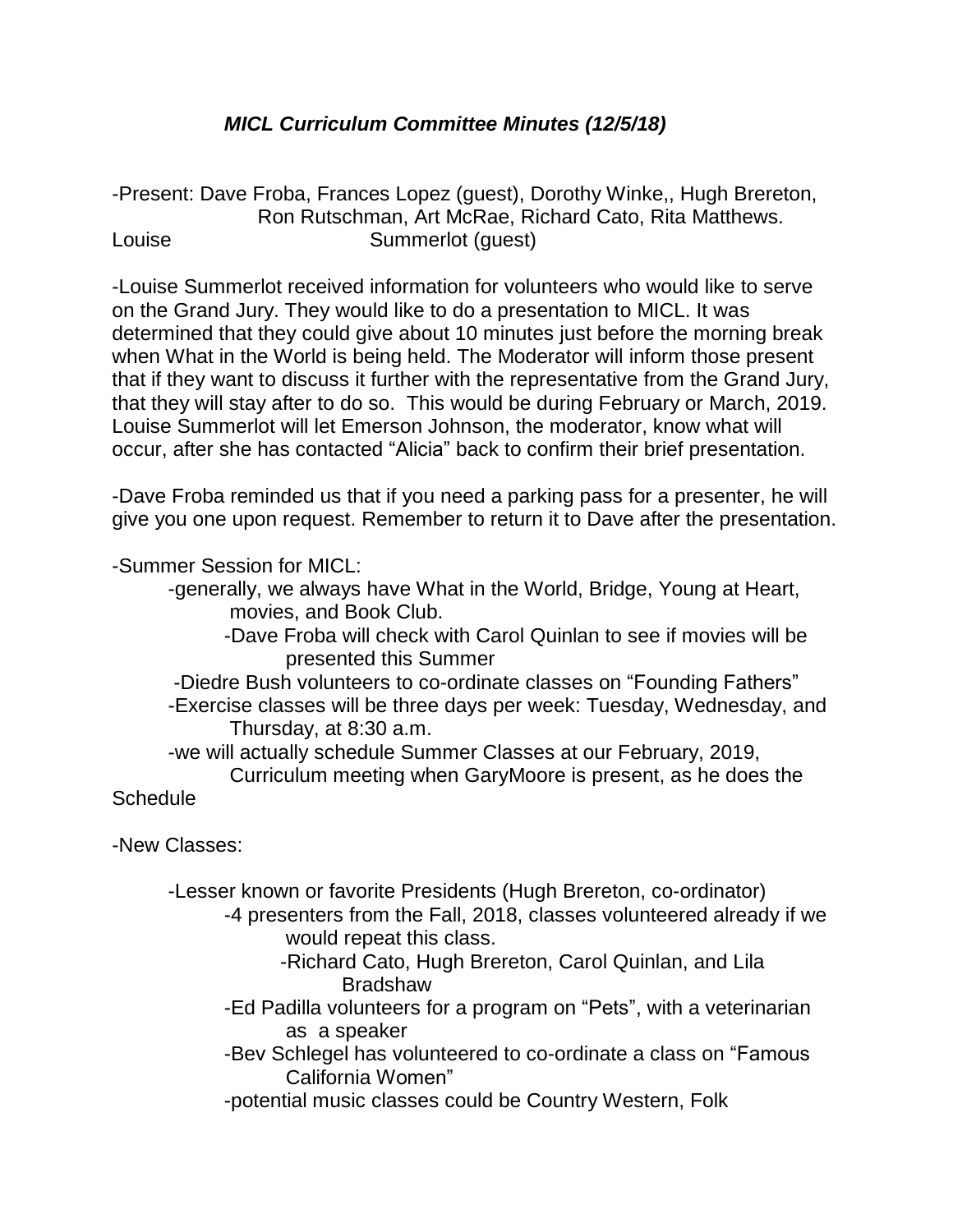# *MICL Curriculum Committee Minutes (12/5/18)*

-Present: Dave Froba, Frances Lopez (guest), Dorothy Winke,, Hugh Brereton, Ron Rutschman, Art McRae, Richard Cato, Rita Matthews. Louise Summerlot (guest)

-Louise Summerlot received information for volunteers who would like to serve on the Grand Jury. They would like to do a presentation to MICL. It was determined that they could give about 10 minutes just before the morning break when What in the World is being held. The Moderator will inform those present that if they want to discuss it further with the representative from the Grand Jury, that they will stay after to do so. This would be during February or March, 2019. Louise Summerlot will let Emerson Johnson, the moderator, know what will occur, after she has contacted "Alicia" back to confirm their brief presentation.

-Dave Froba reminded us that if you need a parking pass for a presenter, he will give you one upon request. Remember to return it to Dave after the presentation.

-Summer Session for MICL:

- -generally, we always have What in the World, Bridge, Young at Heart, movies, and Book Club.
  - -Dave Froba will check with Carol Quinlan to see if movies will be presented this Summer
- -Diedre Bush volunteers to co-ordinate classes on "Founding Fathers"
- -Exercise classes will be three days per week: Tuesday, Wednesday, and Thursday, at 8:30 a.m.
- -we will actually schedule Summer Classes at our February, 2019, Curriculum meeting when GaryMoore is present, as he does the Schedule

-New Classes:

- -Lesser known or favorite Presidents (Hugh Brereton, co-ordinator)
  - -4 presenters from the Fall, 2018, classes volunteered already if we would repeat this class.
    - -Richard Cato, Hugh Brereton, Carol Quinlan, and Lila Bradshaw
  - -Ed Padilla volunteers for a program on "Pets", with a veterinarian as a speaker
  - -Bev Schlegel has volunteered to co-ordinate a class on "Famous California Women"
  - -potential music classes could be Country Western, Folk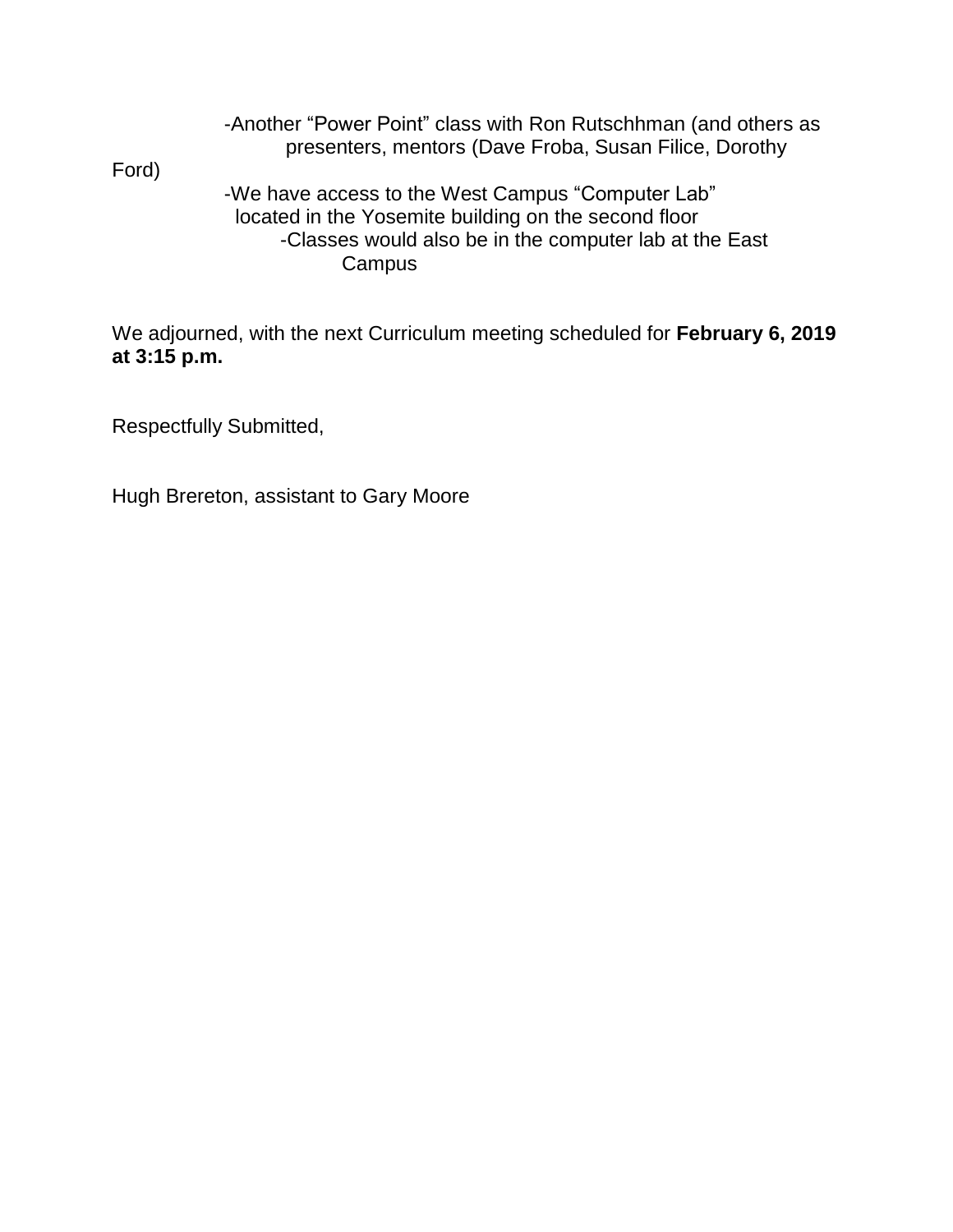- Another "Power Point" class with Ron Rutschhman (and others as presenters, mentors (Dave Froba, Susan Filice, Dorothy Ford)
- We have access to the West Campus "Computer Lab" located in the Yosemite building on the second floor
  - Classes would also be in the computer lab at the East Campus

We adjourned, with the next Curriculum meeting scheduled for **February 6, 2019 at 3:15 p.m.**

Respectfully Submitted,

Hugh Brereton, assistant to Gary Moore